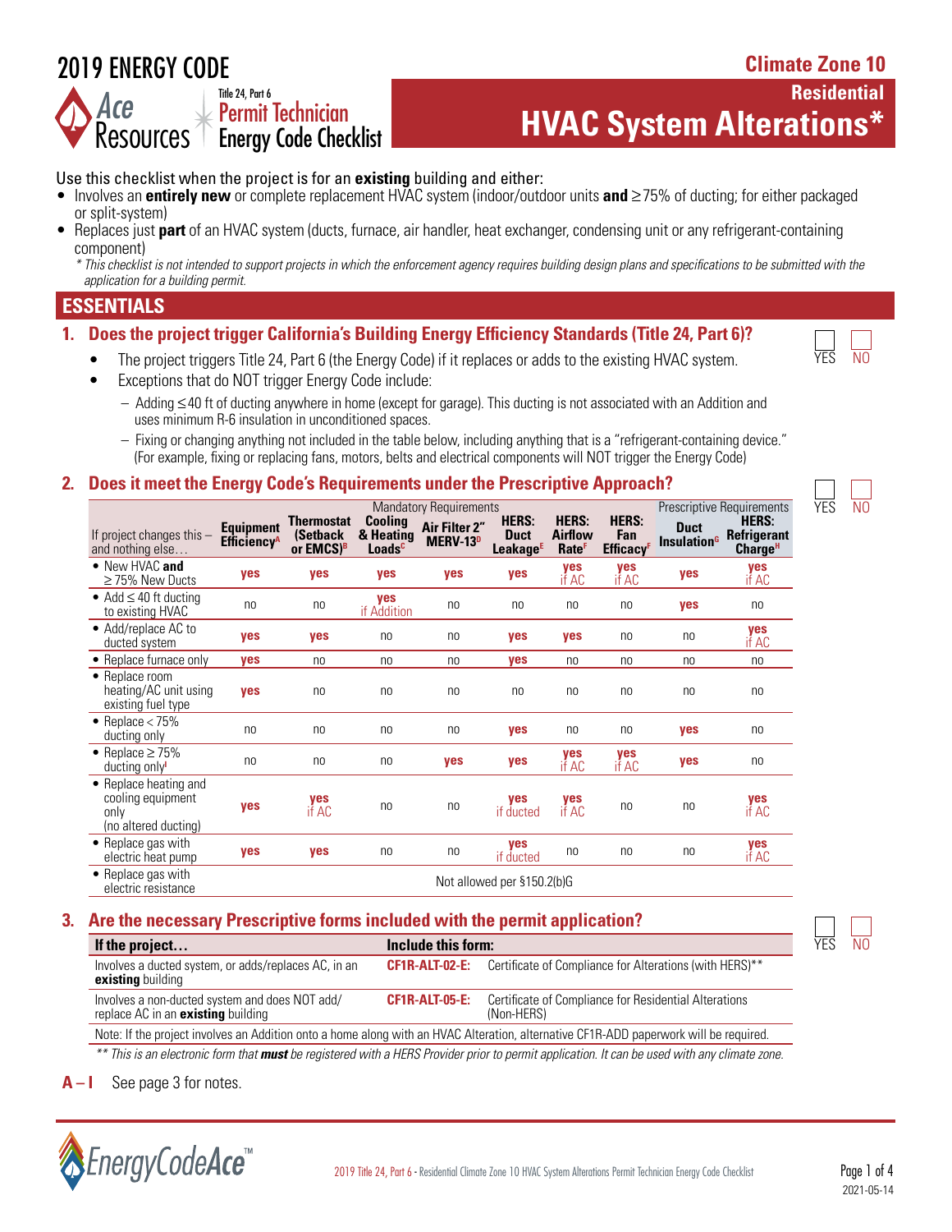2019 ENERGY CODE

Title 24, Part 6
Permit Technician
Energy Code Checklist

# Climate Zone 10
## Residential
# HVAC System Alterations*

Use this checklist when the project is for an **existing** building and either:

- Involves an **entirely new** or complete replacement HVAC system (indoor/outdoor units **and** ≥75% of ducting; for either packaged or split-system)
- Replaces just **part** of an HVAC system (ducts, furnace, air handler, heat exchanger, condensing unit or any refrigerant-containing component)

*\* This checklist is not intended to support projects in which the enforcement agency requires building design plans and specifications to be submitted with the application for a building permit.*

## ESSENTIALS

### 1. Does the project trigger California's Building Energy Efficiency Standards (Title 24, Part 6)?

☐ YES ☐ NO

- The project triggers Title 24, Part 6 (the Energy Code) if it replaces or adds to the existing HVAC system.
- Exceptions that do NOT trigger Energy Code include:
  - Adding ≤40 ft of ducting anywhere in home (except for garage). This ducting is not associated with an Addition and uses minimum R-6 insulation in unconditioned spaces.
  - Fixing or changing anything not included in the table below, including anything that is a "refrigerant-containing device." (For example, fixing or replacing fans, motors, belts and electrical components will NOT trigger the Energy Code)

### 2. Does it meet the Energy Code's Requirements under the Prescriptive Approach?

☐ YES ☐ NO

| | Mandatory Requirements | | | | | | | Prescriptive Requirements | |
|---|---|---|---|---|---|---|---|---|---|
| If project changes this – and nothing else… | Equipment Efficiency[A] | Thermostat (Setback or EMCS)[B] | Cooling & Heating Loads[C] | Air Filter 2" MERV-13[D] | HERS: Duct Leakage[E] | HERS: Airflow Rate[F] | HERS: Fan Efficacy[F] | Duct Insulation[G] | HERS: Refrigerant Charge[H] |
| • New HVAC **and** ≥75% New Ducts | **yes** | **yes** | **yes** | **yes** | **yes** | **yes** if AC | **yes** if AC | **yes** | **yes** if AC |
| • Add ≤40 ft ducting to existing HVAC | no | no | **yes** if Addition | no | no | no | no | **yes** | no |
| • Add/replace AC to ducted system | **yes** | **yes** | no | no | **yes** | **yes** | no | no | **yes** if AC |
| • Replace furnace only | **yes** | no | no | no | **yes** | no | no | no | no |
| • Replace room heating/AC unit using existing fuel type | **yes** | no | no | no | no | no | no | no | no |
| • Replace <75% ducting only | no | no | no | no | **yes** | no | no | **yes** | no |
| • Replace ≥75% ducting only[I] | no | no | no | **yes** | **yes** | **yes** if AC | **yes** if AC | **yes** | no |
| • Replace heating and cooling equipment only (no altered ducting) | **yes** | **yes** if AC | no | no | **yes** if ducted | **yes** if AC | no | no | **yes** if AC |
| • Replace gas with electric heat pump | **yes** | **yes** | no | no | **yes** if ducted | no | no | no | **yes** if AC |
| • Replace gas with electric resistance | Not allowed per §150.2(b)G | | | | | | | | |

### 3. Are the necessary Prescriptive forms included with the permit application?

☐ YES ☐ NO

| If the project… | Include this form: | |
|---|---|---|
| Involves a ducted system, or adds/replaces AC, in an **existing** building | **CF1R-ALT-02-E:** | Certificate of Compliance for Alterations (with HERS)** |
| Involves a non-ducted system and does NOT add/replace AC in an **existing** building | **CF1R-ALT-05-E:** | Certificate of Compliance for Residential Alterations (Non-HERS) |

Note: If the project involves an Addition onto a home along with an HVAC Alteration, alternative CF1R-ADD paperwork will be required.

*\*\* This is an electronic form that **must** be registered with a HERS Provider prior to permit application. It can be used with any climate zone.*

**A – I** See page 3 for notes.

2021-05-14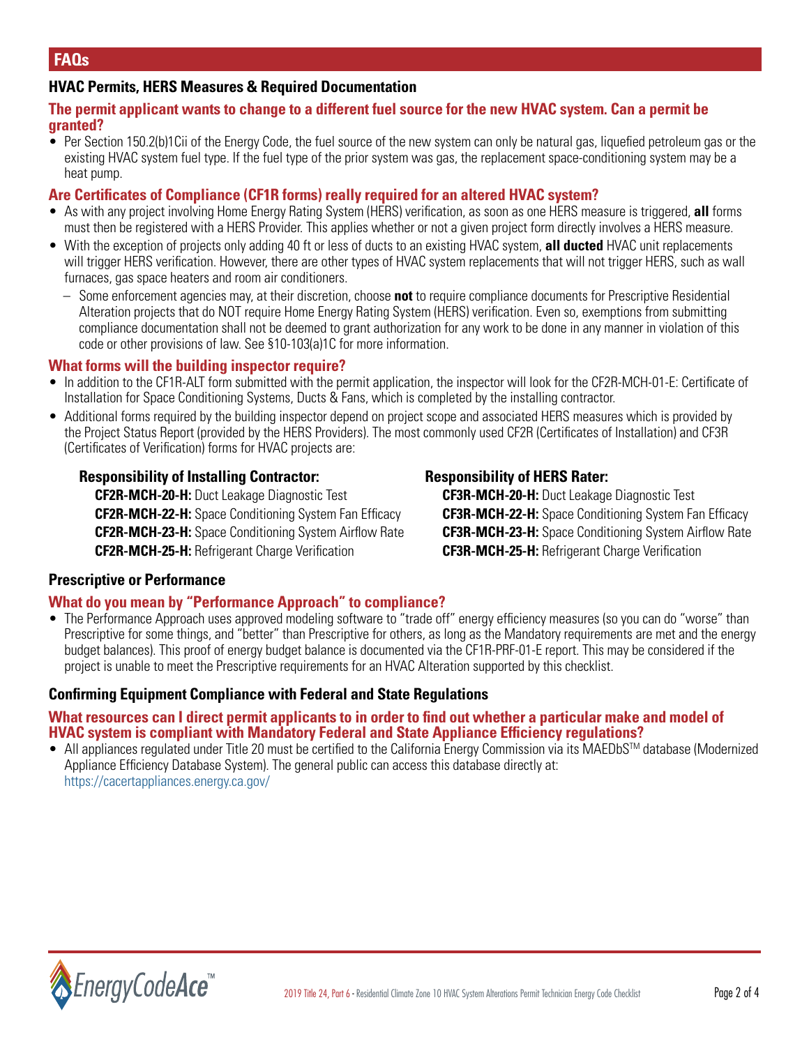## FAQs

### HVAC Permits, HERS Measures & Required Documentation

**The permit applicant wants to change to a different fuel source for the new HVAC system. Can a permit be granted?**

- Per Section 150.2(b)1Cii of the Energy Code, the fuel source of the new system can only be natural gas, liquefied petroleum gas or the existing HVAC system fuel type. If the fuel type of the prior system was gas, the replacement space-conditioning system may be a heat pump.

**Are Certificates of Compliance (CF1R forms) really required for an altered HVAC system?**

- As with any project involving Home Energy Rating System (HERS) verification, as soon as one HERS measure is triggered, **all** forms must then be registered with a HERS Provider. This applies whether or not a given project form directly involves a HERS measure.
- With the exception of projects only adding 40 ft or less of ducts to an existing HVAC system, **all ducted** HVAC unit replacements will trigger HERS verification. However, there are other types of HVAC system replacements that will not trigger HERS, such as wall furnaces, gas space heaters and room air conditioners.
  - Some enforcement agencies may, at their discretion, choose **not** to require compliance documents for Prescriptive Residential Alteration projects that do NOT require Home Energy Rating System (HERS) verification. Even so, exemptions from submitting compliance documentation shall not be deemed to grant authorization for any work to be done in any manner in violation of this code or other provisions of law. See §10-103(a)1C for more information.

**What forms will the building inspector require?**

- In addition to the CF1R-ALT form submitted with the permit application, the inspector will look for the CF2R-MCH-01-E: Certificate of Installation for Space Conditioning Systems, Ducts & Fans, which is completed by the installing contractor.
- Additional forms required by the building inspector depend on project scope and associated HERS measures which is provided by the Project Status Report (provided by the HERS Providers). The most commonly used CF2R (Certificates of Installation) and CF3R (Certificates of Verification) forms for HVAC projects are:

**Responsibility of Installing Contractor:**

- **CF2R-MCH-20-H:** Duct Leakage Diagnostic Test
- **CF2R-MCH-22-H:** Space Conditioning System Fan Efficacy
- **CF2R-MCH-23-H:** Space Conditioning System Airflow Rate
- **CF2R-MCH-25-H:** Refrigerant Charge Verification

**Responsibility of HERS Rater:**

- **CF3R-MCH-20-H:** Duct Leakage Diagnostic Test
- **CF3R-MCH-22-H:** Space Conditioning System Fan Efficacy
- **CF3R-MCH-23-H:** Space Conditioning System Airflow Rate
- **CF3R-MCH-25-H:** Refrigerant Charge Verification

### Prescriptive or Performance

**What do you mean by "Performance Approach" to compliance?**

- The Performance Approach uses approved modeling software to "trade off" energy efficiency measures (so you can do "worse" than Prescriptive for some things, and "better" than Prescriptive for others, as long as the Mandatory requirements are met and the energy budget balances). This proof of energy budget balance is documented via the CF1R-PRF-01-E report. This may be considered if the project is unable to meet the Prescriptive requirements for an HVAC Alteration supported by this checklist.

### Confirming Equipment Compliance with Federal and State Regulations

**What resources can I direct permit applicants to in order to find out whether a particular make and model of HVAC system is compliant with Mandatory Federal and State Appliance Efficiency regulations?**

- All appliances regulated under Title 20 must be certified to the California Energy Commission via its MAEDbS™ database (Modernized Appliance Efficiency Database System). The general public can access this database directly at: https://cacertappliances.energy.ca.gov/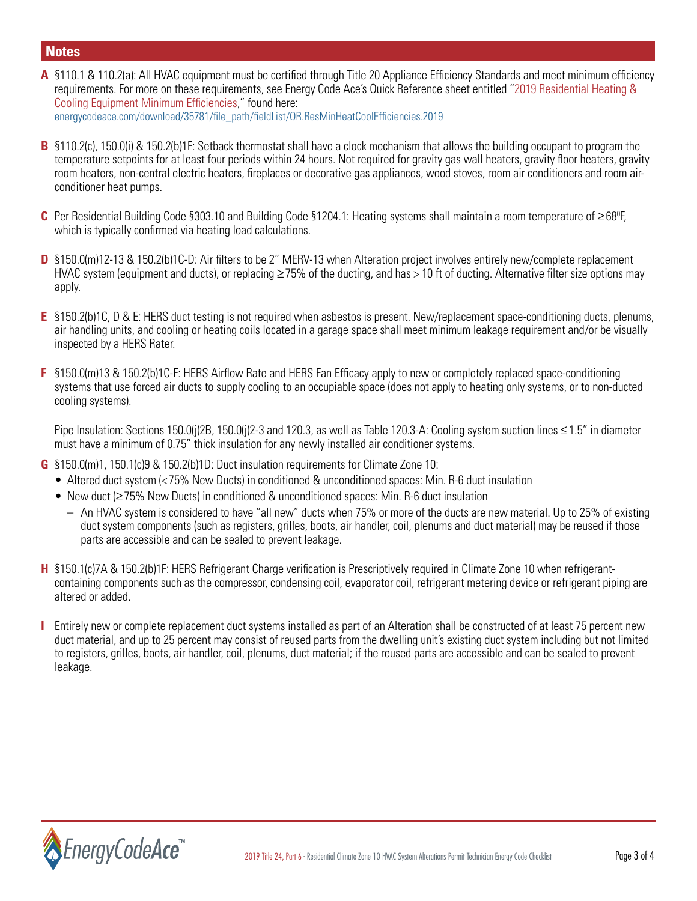## Notes

**A** §110.1 & 110.2(a): All HVAC equipment must be certified through Title 20 Appliance Efficiency Standards and meet minimum efficiency requirements. For more on these requirements, see Energy Code Ace's Quick Reference sheet entitled "2019 Residential Heating & Cooling Equipment Minimum Efficiencies," found here: energycodeace.com/download/35781/file_path/fieldList/QR.ResMinHeatCoolEfficiencies.2019

**B** §110.2(c), 150.0(i) & 150.2(b)1F: Setback thermostat shall have a clock mechanism that allows the building occupant to program the temperature setpoints for at least four periods within 24 hours. Not required for gravity gas wall heaters, gravity floor heaters, gravity room heaters, non-central electric heaters, fireplaces or decorative gas appliances, wood stoves, room air conditioners and room air-conditioner heat pumps.

**C** Per Residential Building Code §303.10 and Building Code §1204.1: Heating systems shall maintain a room temperature of ≥68°F, which is typically confirmed via heating load calculations.

**D** §150.0(m)12-13 & 150.2(b)1C-D: Air filters to be 2" MERV-13 when Alteration project involves entirely new/complete replacement HVAC system (equipment and ducts), or replacing ≥75% of the ducting, and has > 10 ft of ducting. Alternative filter size options may apply.

**E** §150.2(b)1C, D & E: HERS duct testing is not required when asbestos is present. New/replacement space-conditioning ducts, plenums, air handling units, and cooling or heating coils located in a garage space shall meet minimum leakage requirement and/or be visually inspected by a HERS Rater.

**F** §150.0(m)13 & 150.2(b)1C-F: HERS Airflow Rate and HERS Fan Efficacy apply to new or completely replaced space-conditioning systems that use forced air ducts to supply cooling to an occupiable space (does not apply to heating only systems, or to non-ducted cooling systems).

Pipe Insulation: Sections 150.0(j)2B, 150.0(j)2-3 and 120.3, as well as Table 120.3-A: Cooling system suction lines ≤1.5" in diameter must have a minimum of 0.75" thick insulation for any newly installed air conditioner systems.

**G** §150.0(m)1, 150.1(c)9 & 150.2(b)1D: Duct insulation requirements for Climate Zone 10:

- Altered duct system (<75% New Ducts) in conditioned & unconditioned spaces: Min. R-6 duct insulation
- New duct (≥75% New Ducts) in conditioned & unconditioned spaces: Min. R-6 duct insulation
  - An HVAC system is considered to have "all new" ducts when 75% or more of the ducts are new material. Up to 25% of existing duct system components (such as registers, grilles, boots, air handler, coil, plenums and duct material) may be reused if those parts are accessible and can be sealed to prevent leakage.

**H** §150.1(c)7A & 150.2(b)1F: HERS Refrigerant Charge verification is Prescriptively required in Climate Zone 10 when refrigerant-containing components such as the compressor, condensing coil, evaporator coil, refrigerant metering device or refrigerant piping are altered or added.

**I** Entirely new or complete replacement duct systems installed as part of an Alteration shall be constructed of at least 75 percent new duct material, and up to 25 percent may consist of reused parts from the dwelling unit's existing duct system including but not limited to registers, grilles, boots, air handler, coil, plenums, duct material; if the reused parts are accessible and can be sealed to prevent leakage.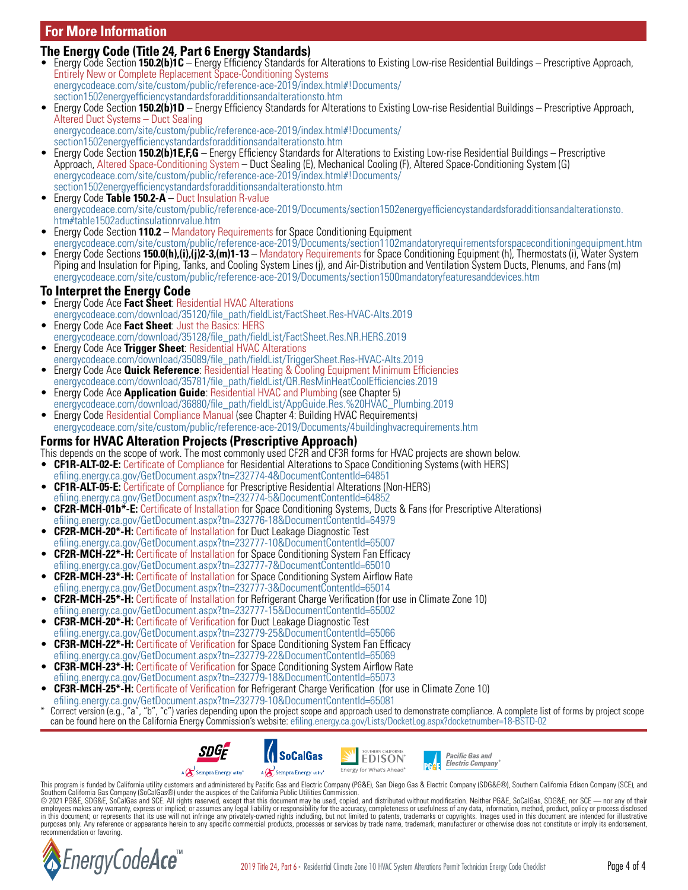## For More Information

### The Energy Code (Title 24, Part 6 Energy Standards)

- Energy Code Section **150.2(b)1C** – Energy Efficiency Standards for Alterations to Existing Low-rise Residential Buildings – Prescriptive Approach, Entirely New or Complete Replacement Space-Conditioning Systems
  energycodeace.com/site/custom/public/reference-ace-2019/index.html#!Documents/section1502energyefficiencystandardsforadditionsandalterationsto.htm
- Energy Code Section **150.2(b)1D** – Energy Efficiency Standards for Alterations to Existing Low-rise Residential Buildings – Prescriptive Approach, Altered Duct Systems – Duct Sealing
  energycodeace.com/site/custom/public/reference-ace-2019/index.html#!Documents/section1502energyefficiencystandardsforadditionsandalterationsto.htm
- Energy Code Section **150.2(b)1E,F,G** – Energy Efficiency Standards for Alterations to Existing Low-rise Residential Buildings – Prescriptive Approach, Altered Space-Conditioning System – Duct Sealing (E), Mechanical Cooling (F), Altered Space-Conditioning System (G)
  energycodeace.com/site/custom/public/reference-ace-2019/index.html#!Documents/section1502energyefficiencystandardsforadditionsandalterationsto.htm
- Energy Code **Table 150.2-A** – Duct Insulation R-value
  energycodeace.com/site/custom/public/reference-ace-2019/Documents/section1502energyefficiencystandardsforadditionsandalterationsto.htm#table1502aductinsulationrvalue.htm
- Energy Code Section **110.2** – Mandatory Requirements for Space Conditioning Equipment
  energycodeace.com/site/custom/public/reference-ace-2019/Documents/section1102mandatoryrequirementsforspaceconditioningequipment.htm
- Energy Code Sections **150.0(h),(i),(j)2-3,(m)1-13** – Mandatory Requirements for Space Conditioning Equipment (h), Thermostats (i), Water System Piping and Insulation for Piping, Tanks, and Cooling System Lines (j), and Air-Distribution and Ventilation System Ducts, Plenums, and Fans (m)
  energycodeace.com/site/custom/public/reference-ace-2019/Documents/section1500mandatoryfeaturesanddevices.htm

### To Interpret the Energy Code

- Energy Code Ace **Fact Sheet**: Residential HVAC Alterations
  energycodeace.com/download/35120/file_path/fieldList/FactSheet.Res-HVAC-Alts.2019
- Energy Code Ace **Fact Sheet**: Just the Basics: HERS
  energycodeace.com/download/35128/file_path/fieldList/FactSheet.Res.NR.HERS.2019
- Energy Code Ace **Trigger Sheet**: Residential HVAC Alterations
  energycodeace.com/download/35089/file_path/fieldList/TriggerSheet.Res-HVAC-Alts.2019
- Energy Code Ace **Quick Reference**: Residential Heating & Cooling Equipment Minimum Efficiencies
  energycodeace.com/download/35781/file_path/fieldList/QR.ResMinHeatCoolEfficiencies.2019
- Energy Code Ace **Application Guide**: Residential HVAC and Plumbing (see Chapter 5)
  energycodeace.com/download/36880/file_path/fieldList/AppGuide.Res.%20HVAC_Plumbing.2019
- Energy Code Residential Compliance Manual (see Chapter 4: Building HVAC Requirements)
  energycodeace.com/site/custom/public/reference-ace-2019/Documents/4buildinghvacrequirements.htm

### Forms for HVAC Alteration Projects (Prescriptive Approach)

This depends on the scope of work. The most commonly used CF2R and CF3R forms for HVAC projects are shown below.

- **CF1R-ALT-02-E:** Certificate of Compliance for Residential Alterations to Space Conditioning Systems (with HERS)
  efiling.energy.ca.gov/GetDocument.aspx?tn=232774-4&DocumentContentId=64851
- **CF1R-ALT-05-E:** Certificate of Compliance for Prescriptive Residential Alterations (Non-HERS)
  efiling.energy.ca.gov/GetDocument.aspx?tn=232774-5&DocumentContentId=64852
- **CF2R-MCH-01b*-E:** Certificate of Installation for Space Conditioning Systems, Ducts & Fans (for Prescriptive Alterations)
  efiling.energy.ca.gov/GetDocument.aspx?tn=232776-18&DocumentContentId=64979
- **CF2R-MCH-20*-H:** Certificate of Installation for Duct Leakage Diagnostic Test
  efiling.energy.ca.gov/GetDocument.aspx?tn=232777-10&DocumentContentId=65007
- **CF2R-MCH-22*-H:** Certificate of Installation for Space Conditioning System Fan Efficacy
  efiling.energy.ca.gov/GetDocument.aspx?tn=232777-7&DocumentContentId=65010
- **CF2R-MCH-23*-H:** Certificate of Installation for Space Conditioning System Airflow Rate
  efiling.energy.ca.gov/GetDocument.aspx?tn=232777-3&DocumentContentId=65014
- **CF2R-MCH-25*-H:** Certificate of Installation for Refrigerant Charge Verification (for use in Climate Zone 10)
  efiling.energy.ca.gov/GetDocument.aspx?tn=232777-15&DocumentContentId=65002
- **CF3R-MCH-20*-H:** Certificate of Verification for Duct Leakage Diagnostic Test
  efiling.energy.ca.gov/GetDocument.aspx?tn=232779-25&DocumentContentId=65066
- **CF3R-MCH-22*-H:** Certificate of Verification for Space Conditioning System Fan Efficacy
  efiling.energy.ca.gov/GetDocument.aspx?tn=232779-22&DocumentContentId=65069
- **CF3R-MCH-23*-H:** Certificate of Verification for Space Conditioning System Airflow Rate
  efiling.energy.ca.gov/GetDocument.aspx?tn=232779-18&DocumentContentId=65073
- **CF3R-MCH-25*-H:** Certificate of Verification for Refrigerant Charge Verification (for use in Climate Zone 10)
  efiling.energy.ca.gov/GetDocument.aspx?tn=232779-10&DocumentContentId=65081

\* Correct version (e.g., "a", "b", "c") varies depending upon the project scope and approach used to demonstrate compliance. A complete list of forms by project scope can be found here on the California Energy Commission's website: efiling.energy.ca.gov/Lists/DocketLog.aspx?docketnumber=18-BSTD-02

This program is funded by California utility customers and administered by Pacific Gas and Electric Company (PG&E), San Diego Gas & Electric Company (SDG&E®), Southern California Edison Company (SCE), and Southern California Gas Company (SoCalGas®) under the auspices of the California Public Utilities Commission.

© 2021 PG&E, SDG&E, SoCalGas and SCE. All rights reserved, except that this document may be used, copied, and distributed without modification. Neither PG&E, SoCalGas, SDG&E, nor SCE — nor any of their employees makes any warranty, express or implied; or assumes any legal liability or responsibility for the accuracy, completeness or usefulness of any data, information, method, product, policy or process disclosed in this document; or represents that its use will not infringe any privately-owned rights including, but not limited to patents, trademarks or copyrights. Images used in this document are intended for illustrative purposes only. Any reference or appearance herein to any specific commercial products, processes or services by trade name, trademark, manufacturer or otherwise does not constitute or imply its endorsement, recommendation or favoring.